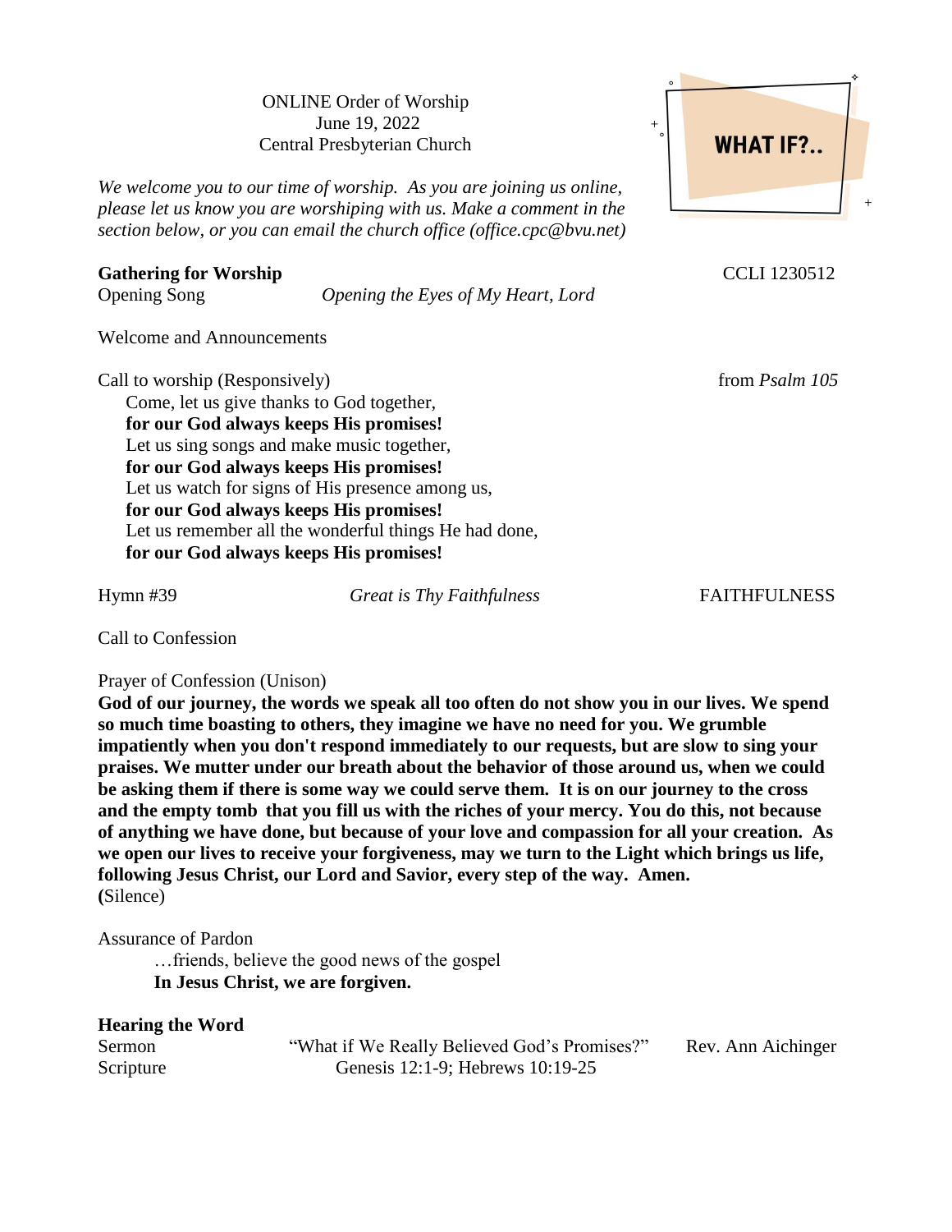ONLINE Order of Worship
June 19, 2022
Central Presbyterian Church

WHAT IF?..

*We welcome you to our time of worship. As you are joining us online, please let us know you are worshiping with us. Make a comment in the section below, or you can email the church office (office.cpc@bvu.net)*

**Gathering for Worship** CCLI 1230512

Opening Song *Opening the Eyes of My Heart, Lord*

Welcome and Announcements

Call to worship (Responsively) from *Psalm 105*

Come, let us give thanks to God together,
**for our God always keeps His promises!**
Let us sing songs and make music together,
**for our God always keeps His promises!**
Let us watch for signs of His presence among us,
**for our God always keeps His promises!**
Let us remember all the wonderful things He had done,
**for our God always keeps His promises!**

Hymn #39 *Great is Thy Faithfulness* FAITHFULNESS

Call to Confession

Prayer of Confession (Unison)

**God of our journey, the words we speak all too often do not show you in our lives. We spend so much time boasting to others, they imagine we have no need for you. We grumble impatiently when you don't respond immediately to our requests, but are slow to sing your praises. We mutter under our breath about the behavior of those around us, when we could be asking them if there is some way we could serve them. It is on our journey to the cross and the empty tomb that you fill us with the riches of your mercy. You do this, not because of anything we have done, but because of your love and compassion for all your creation. As we open our lives to receive your forgiveness, may we turn to the Light which brings us life, following Jesus Christ, our Lord and Savior, every step of the way. Amen.**
**(**Silence)

Assurance of Pardon

…friends, believe the good news of the gospel
**In Jesus Christ, we are forgiven.**

**Hearing the Word**

Sermon "What if We Really Believed God's Promises?" Rev. Ann Aichinger

Scripture Genesis 12:1-9; Hebrews 10:19-25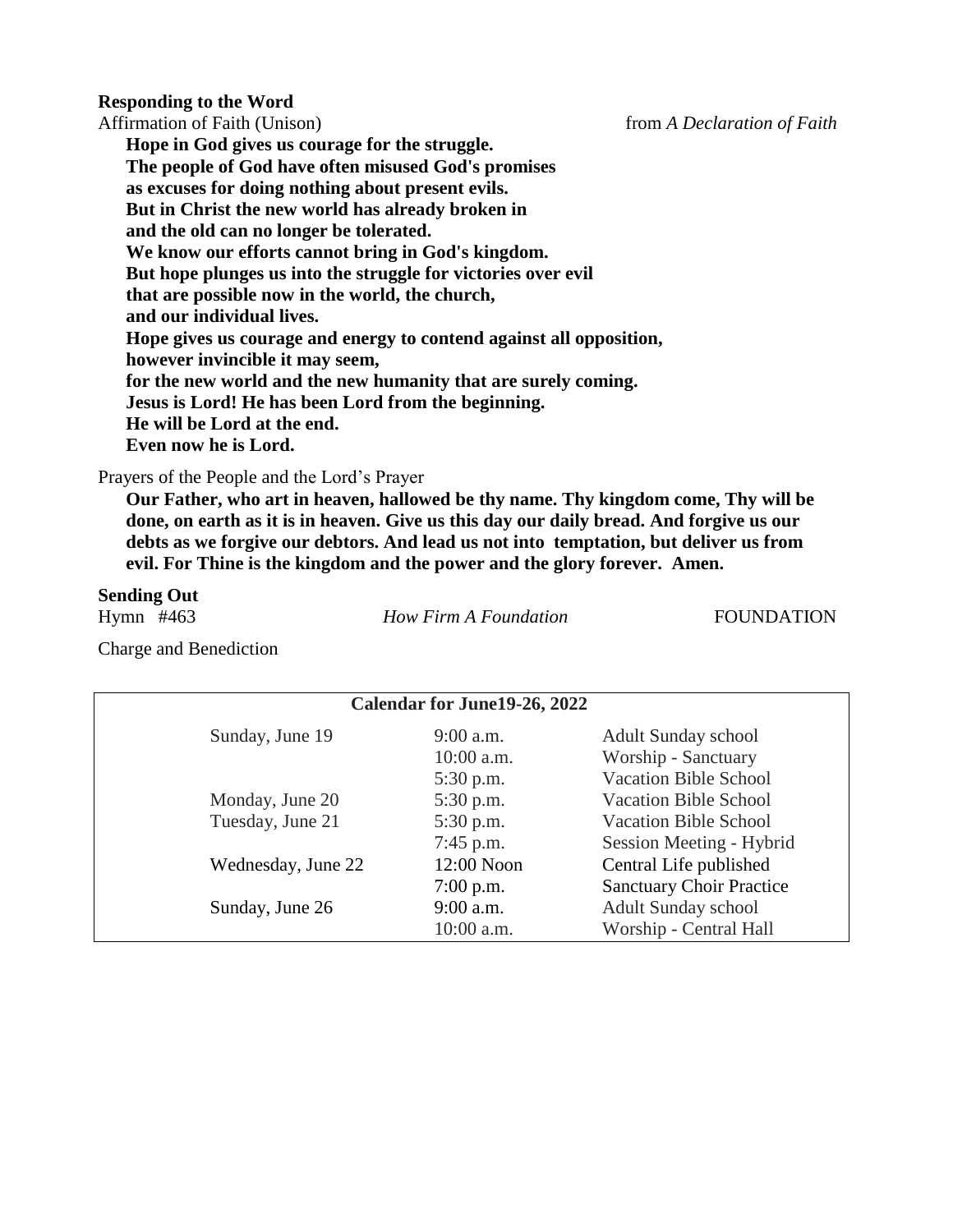**Responding to the Word**

Affirmation of Faith (Unison) from *A Declaration of Faith*

**Hope in God gives us courage for the struggle.**
**The people of God have often misused God's promises**
**as excuses for doing nothing about present evils.**
**But in Christ the new world has already broken in**
**and the old can no longer be tolerated.**
**We know our efforts cannot bring in God's kingdom.**
**But hope plunges us into the struggle for victories over evil**
**that are possible now in the world, the church,**
**and our individual lives.**
**Hope gives us courage and energy to contend against all opposition,**
**however invincible it may seem,**
**for the new world and the new humanity that are surely coming.**
**Jesus is Lord! He has been Lord from the beginning.**
**He will be Lord at the end.**
**Even now he is Lord.**

Prayers of the People and the Lord's Prayer

**Our Father, who art in heaven, hallowed be thy name. Thy kingdom come, Thy will be done, on earth as it is in heaven. Give us this day our daily bread. And forgive us our debts as we forgive our debtors. And lead us not into temptation, but deliver us from evil. For Thine is the kingdom and the power and the glory forever. Amen.**

**Sending Out**

Hymn #463 *How Firm A Foundation* FOUNDATION

Charge and Benediction

| Calendar for June19-26, 2022 | | |
|---|---|---|
| Sunday, June 19 | 9:00 a.m. | Adult Sunday school |
| | 10:00 a.m. | Worship - Sanctuary |
| | 5:30 p.m. | Vacation Bible School |
| Monday, June 20 | 5:30 p.m. | Vacation Bible School |
| Tuesday, June 21 | 5:30 p.m. | Vacation Bible School |
| | 7:45 p.m. | Session Meeting - Hybrid |
| Wednesday, June 22 | 12:00 Noon | Central Life published |
| | 7:00 p.m. | Sanctuary Choir Practice |
| Sunday, June 26 | 9:00 a.m. | Adult Sunday school |
| | 10:00 a.m. | Worship - Central Hall |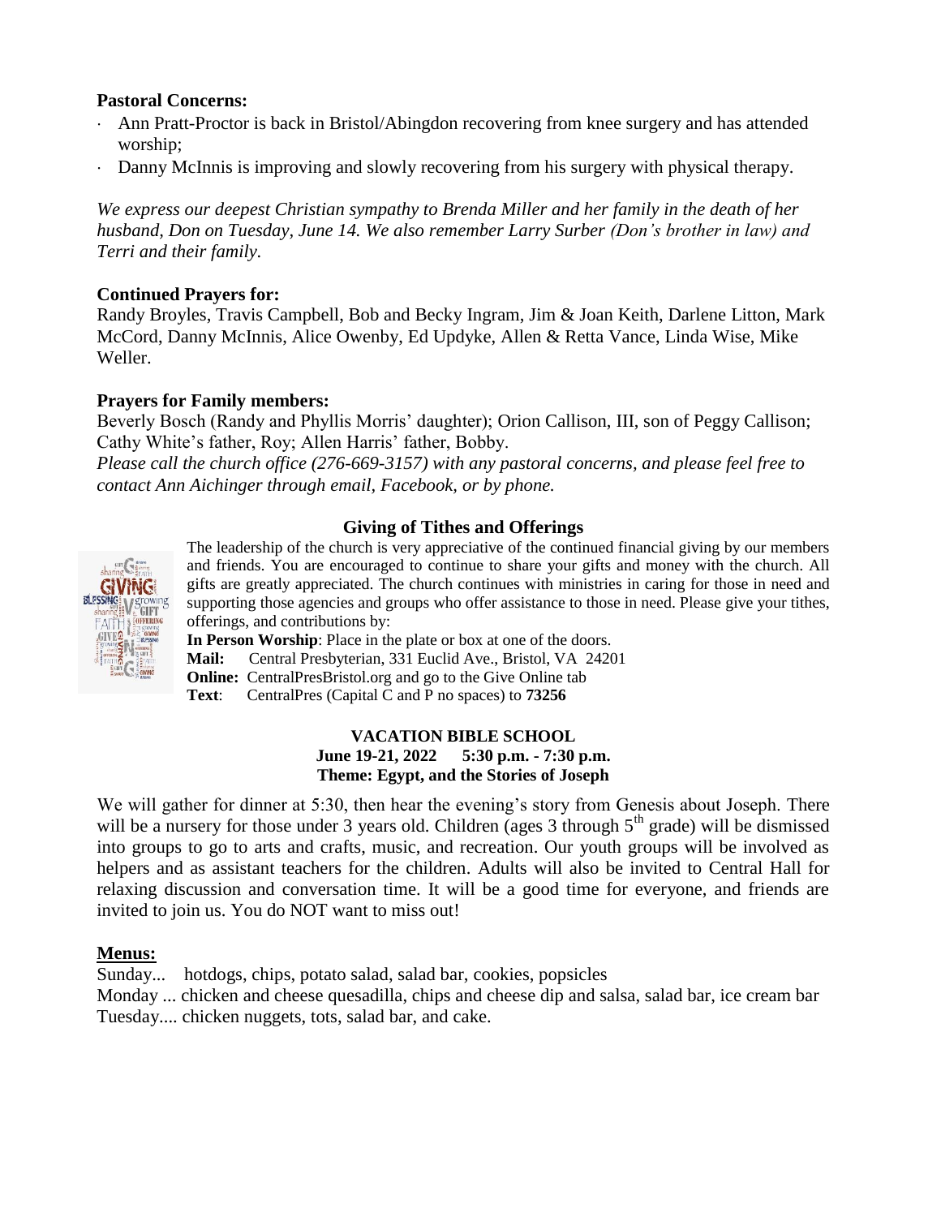**Pastoral Concerns:**

- Ann Pratt-Proctor is back in Bristol/Abingdon recovering from knee surgery and has attended worship;
- Danny McInnis is improving and slowly recovering from his surgery with physical therapy.

*We express our deepest Christian sympathy to Brenda Miller and her family in the death of her husband, Don on Tuesday, June 14. We also remember Larry Surber (Don's brother in law) and Terri and their family.*

**Continued Prayers for:**

Randy Broyles, Travis Campbell, Bob and Becky Ingram, Jim & Joan Keith, Darlene Litton, Mark McCord, Danny McInnis, Alice Owenby, Ed Updyke, Allen & Retta Vance, Linda Wise, Mike Weller.

**Prayers for Family members:**

Beverly Bosch (Randy and Phyllis Morris' daughter); Orion Callison, III, son of Peggy Callison; Cathy White's father, Roy; Allen Harris' father, Bobby.

*Please call the church office (276-669-3157) with any pastoral concerns, and please feel free to contact Ann Aichinger through email, Facebook, or by phone.*

**Giving of Tithes and Offerings**

The leadership of the church is very appreciative of the continued financial giving by our members and friends. You are encouraged to continue to share your gifts and money with the church. All gifts are greatly appreciated. The church continues with ministries in caring for those in need and supporting those agencies and groups who offer assistance to those in need. Please give your tithes, offerings, and contributions by:

**In Person Worship**: Place in the plate or box at one of the doors.
**Mail:** Central Presbyterian, 331 Euclid Ave., Bristol, VA 24201
**Online:** CentralPresBristol.org and go to the Give Online tab
**Text**: CentralPres (Capital C and P no spaces) to **73256**

**VACATION BIBLE SCHOOL**
**June 19-21, 2022 5:30 p.m. - 7:30 p.m.**
**Theme: Egypt, and the Stories of Joseph**

We will gather for dinner at 5:30, then hear the evening's story from Genesis about Joseph. There will be a nursery for those under 3 years old. Children (ages 3 through 5th grade) will be dismissed into groups to go to arts and crafts, music, and recreation. Our youth groups will be involved as helpers and as assistant teachers for the children. Adults will also be invited to Central Hall for relaxing discussion and conversation time. It will be a good time for everyone, and friends are invited to join us. You do NOT want to miss out!

**Menus:**

Sunday... hotdogs, chips, potato salad, salad bar, cookies, popsicles
Monday ... chicken and cheese quesadilla, chips and cheese dip and salsa, salad bar, ice cream bar
Tuesday.... chicken nuggets, tots, salad bar, and cake.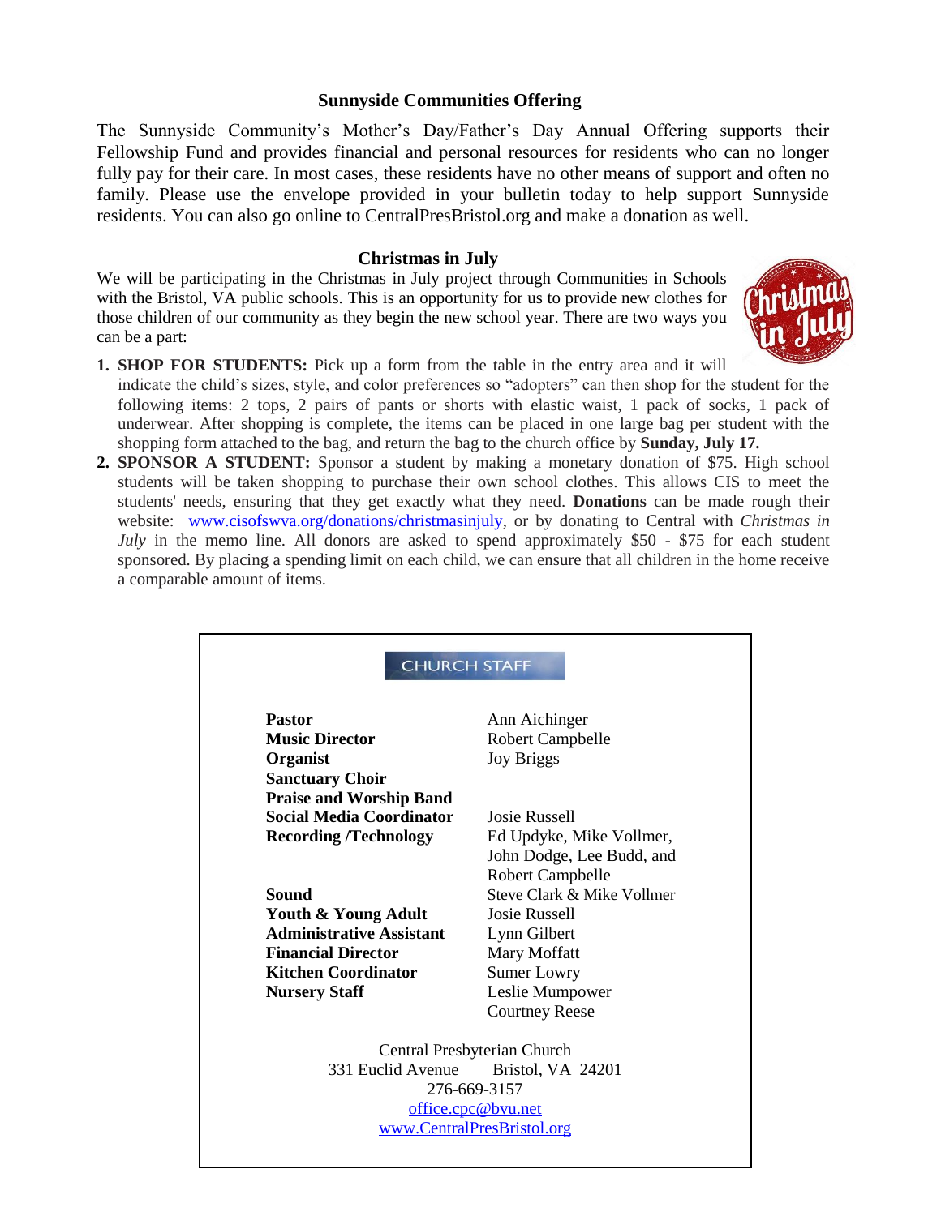## Sunnyside Communities Offering

The Sunnyside Community's Mother's Day/Father's Day Annual Offering supports their Fellowship Fund and provides financial and personal resources for residents who can no longer fully pay for their care. In most cases, these residents have no other means of support and often no family. Please use the envelope provided in your bulletin today to help support Sunnyside residents. You can also go online to CentralPresBristol.org and make a donation as well.

## Christmas in July

We will be participating in the Christmas in July project through Communities in Schools with the Bristol, VA public schools. This is an opportunity for us to provide new clothes for those children of our community as they begin the new school year. There are two ways you can be a part:

1. **SHOP FOR STUDENTS:** Pick up a form from the table in the entry area and it will indicate the child's sizes, style, and color preferences so "adopters" can then shop for the student for the following items: 2 tops, 2 pairs of pants or shorts with elastic waist, 1 pack of socks, 1 pack of underwear. After shopping is complete, the items can be placed in one large bag per student with the shopping form attached to the bag, and return the bag to the church office by **Sunday, July 17.**
2. **SPONSOR A STUDENT:** Sponsor a student by making a monetary donation of $75. High school students will be taken shopping to purchase their own school clothes. This allows CIS to meet the students' needs, ensuring that they get exactly what they need. **Donations** can be made rough their website: www.cisofswva.org/donations/christmasinjuly, or by donating to Central with *Christmas in July* in the memo line. All donors are asked to spend approximately $50 - $75 for each student sponsored. By placing a spending limit on each child, we can ensure that all children in the home receive a comparable amount of items.

## CHURCH STAFF

| | |
|---|---|
| **Pastor** | Ann Aichinger |
| **Music Director** | Robert Campbelle |
| **Organist** | Joy Briggs |
| **Sanctuary Choir** | |
| **Praise and Worship Band** | |
| **Social Media Coordinator** | Josie Russell |
| **Recording /Technology** | Ed Updyke, Mike Vollmer, John Dodge, Lee Budd, and Robert Campbelle |
| **Sound** | Steve Clark & Mike Vollmer |
| **Youth & Young Adult** | Josie Russell |
| **Administrative Assistant** | Lynn Gilbert |
| **Financial Director** | Mary Moffatt |
| **Kitchen Coordinator** | Sumer Lowry |
| **Nursery Staff** | Leslie Mumpower<br>Courtney Reese |

Central Presbyterian Church
331 Euclid Avenue Bristol, VA 24201
276-669-3157
office.cpc@bvu.net
www.CentralPresBristol.org